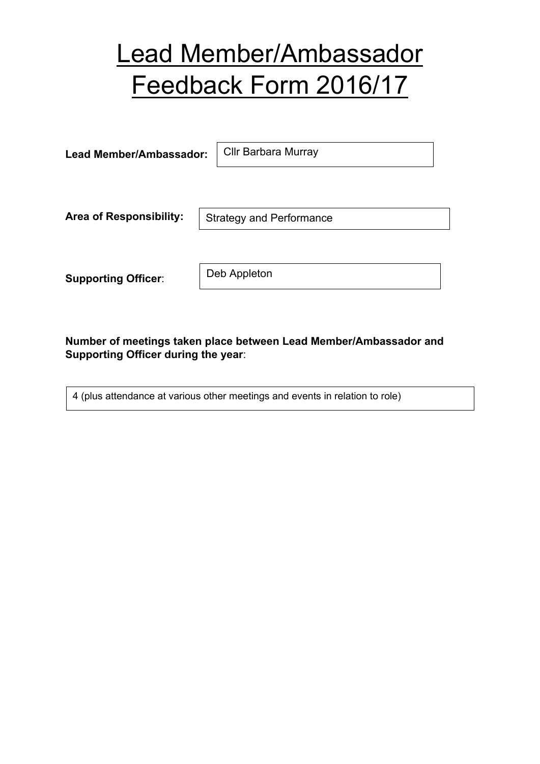# Lead Member/Ambassador Feedback Form 2016/17

**Lead Member/Ambassador:** Cllr Barbara Murray

**Area of Responsibility:** Strategy and Performance

**Supporting Officer**: Deb Appleton

**Number of meetings taken place between Lead Member/Ambassador and Supporting Officer during the year**:

4 (plus attendance at various other meetings and events in relation to role)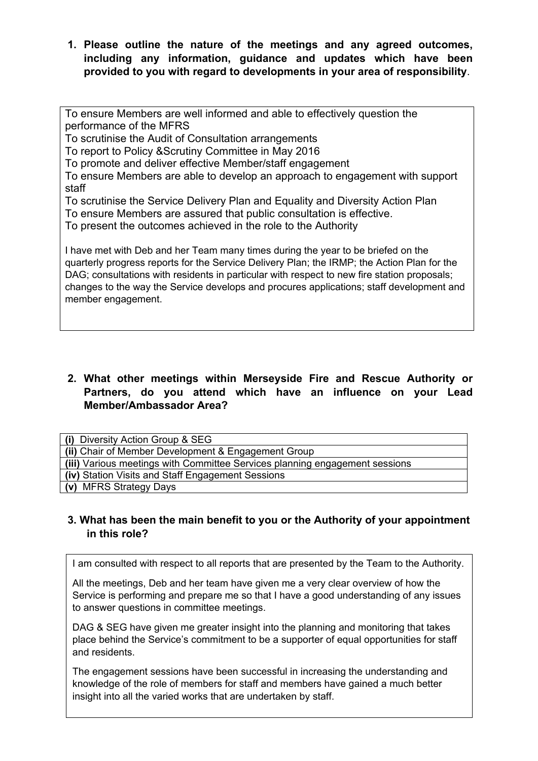**1. Please outline the nature of the meetings and any agreed outcomes, including any information, guidance and updates which have been provided to you with regard to developments in your area of responsibility**.

To ensure Members are well informed and able to effectively question the performance of the MFRS
To scrutinise the Audit of Consultation arrangements
To report to Policy &Scrutiny Committee in May 2016
To promote and deliver effective Member/staff engagement
To ensure Members are able to develop an approach to engagement with support staff
To scrutinise the Service Delivery Plan and Equality and Diversity Action Plan
To ensure Members are assured that public consultation is effective.
To present the outcomes achieved in the role to the Authority

I have met with Deb and her Team many times during the year to be briefed on the quarterly progress reports for the Service Delivery Plan; the IRMP; the Action Plan for the DAG; consultations with residents in particular with respect to new fire station proposals; changes to the way the Service develops and procures applications; staff development and member engagement.

**2. What other meetings within Merseyside Fire and Rescue Authority or Partners, do you attend which have an influence on your Lead Member/Ambassador Area?**

| |
|---|
| **(i)** Diversity Action Group & SEG |
| **(ii)** Chair of Member Development & Engagement Group |
| **(iii)** Various meetings with Committee Services planning engagement sessions |
| **(iv)** Station Visits and Staff Engagement Sessions |
| **(v)** MFRS Strategy Days |

**3. What has been the main benefit to you or the Authority of your appointment in this role?**

I am consulted with respect to all reports that are presented by the Team to the Authority.

All the meetings, Deb and her team have given me a very clear overview of how the Service is performing and prepare me so that I have a good understanding of any issues to answer questions in committee meetings.

DAG & SEG have given me greater insight into the planning and monitoring that takes place behind the Service's commitment to be a supporter of equal opportunities for staff and residents.

The engagement sessions have been successful in increasing the understanding and knowledge of the role of members for staff and members have gained a much better insight into all the varied works that are undertaken by staff.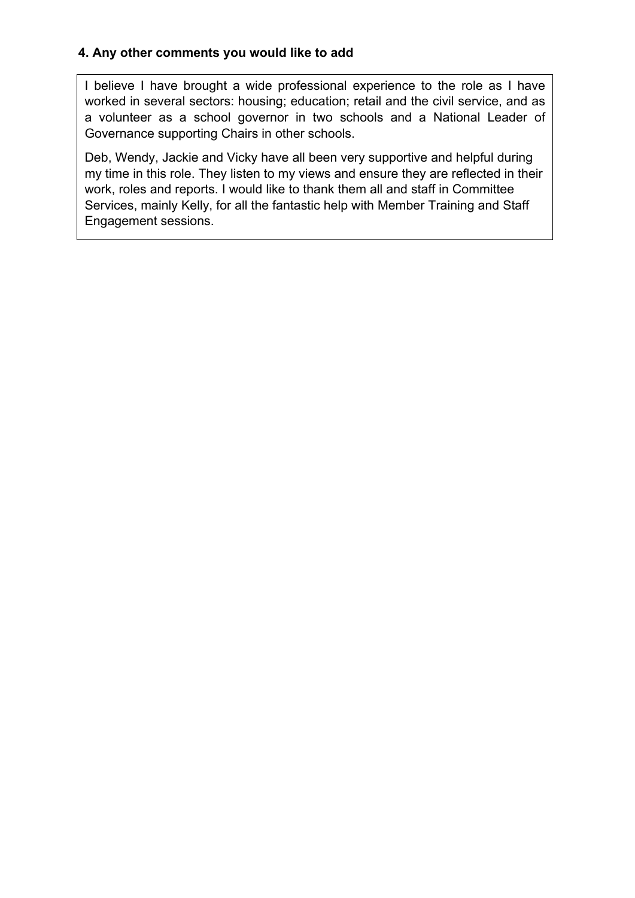#### 4. Any other comments you would like to add

I believe I have brought a wide professional experience to the role as I have worked in several sectors: housing; education; retail and the civil service, and as a volunteer as a school governor in two schools and a National Leader of Governance supporting Chairs in other schools.

Deb, Wendy, Jackie and Vicky have all been very supportive and helpful during my time in this role. They listen to my views and ensure they are reflected in their work, roles and reports. I would like to thank them all and staff in Committee Services, mainly Kelly, for all the fantastic help with Member Training and Staff Engagement sessions.